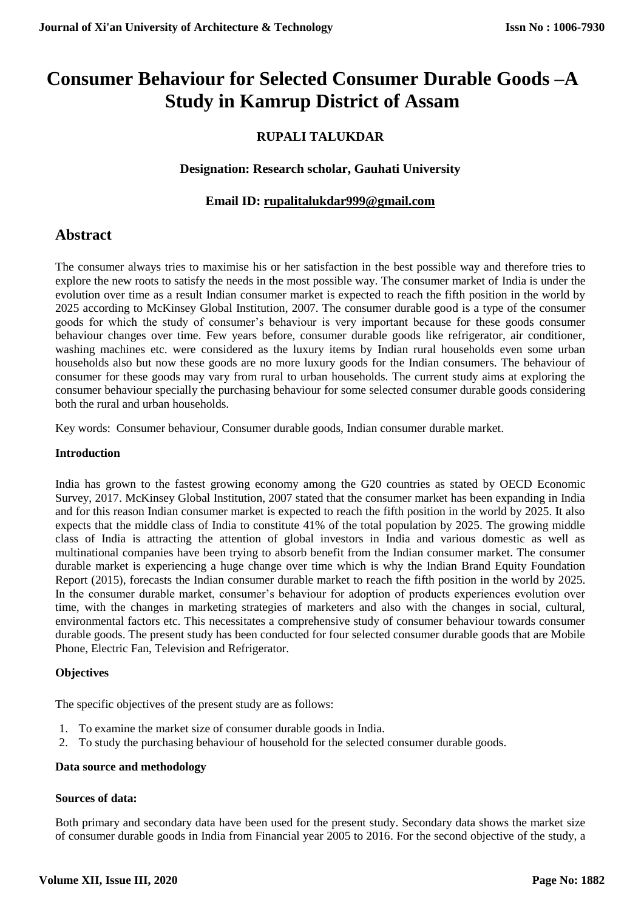# Consumer Behaviour for Selected Consumer Durable Goods –A Study in Kamrup District of Assam

**RUPALI TALUKDAR**

**Designation: Research scholar, Gauhati University**

**Email ID: rupalitalukdar999@gmail.com**

## Abstract

The consumer always tries to maximise his or her satisfaction in the best possible way and therefore tries to explore the new roots to satisfy the needs in the most possible way. The consumer market of India is under the evolution over time as a result Indian consumer market is expected to reach the fifth position in the world by 2025 according to McKinsey Global Institution, 2007. The consumer durable good is a type of the consumer goods for which the study of consumer's behaviour is very important because for these goods consumer behaviour changes over time. Few years before, consumer durable goods like refrigerator, air conditioner, washing machines etc. were considered as the luxury items by Indian rural households even some urban households also but now these goods are no more luxury goods for the Indian consumers. The behaviour of consumer for these goods may vary from rural to urban households. The current study aims at exploring the consumer behaviour specially the purchasing behaviour for some selected consumer durable goods considering both the rural and urban households.

Key words: Consumer behaviour, Consumer durable goods, Indian consumer durable market.

### Introduction

India has grown to the fastest growing economy among the G20 countries as stated by OECD Economic Survey, 2017. McKinsey Global Institution, 2007 stated that the consumer market has been expanding in India and for this reason Indian consumer market is expected to reach the fifth position in the world by 2025. It also expects that the middle class of India to constitute 41% of the total population by 2025. The growing middle class of India is attracting the attention of global investors in India and various domestic as well as multinational companies have been trying to absorb benefit from the Indian consumer market. The consumer durable market is experiencing a huge change over time which is why the Indian Brand Equity Foundation Report (2015), forecasts the Indian consumer durable market to reach the fifth position in the world by 2025. In the consumer durable market, consumer's behaviour for adoption of products experiences evolution over time, with the changes in marketing strategies of marketers and also with the changes in social, cultural, environmental factors etc. This necessitates a comprehensive study of consumer behaviour towards consumer durable goods. The present study has been conducted for four selected consumer durable goods that are Mobile Phone, Electric Fan, Television and Refrigerator.

### Objectives

The specific objectives of the present study are as follows:

1. To examine the market size of consumer durable goods in India.
2. To study the purchasing behaviour of household for the selected consumer durable goods.

### Data source and methodology

#### Sources of data:

Both primary and secondary data have been used for the present study. Secondary data shows the market size of consumer durable goods in India from Financial year 2005 to 2016. For the second objective of the study, a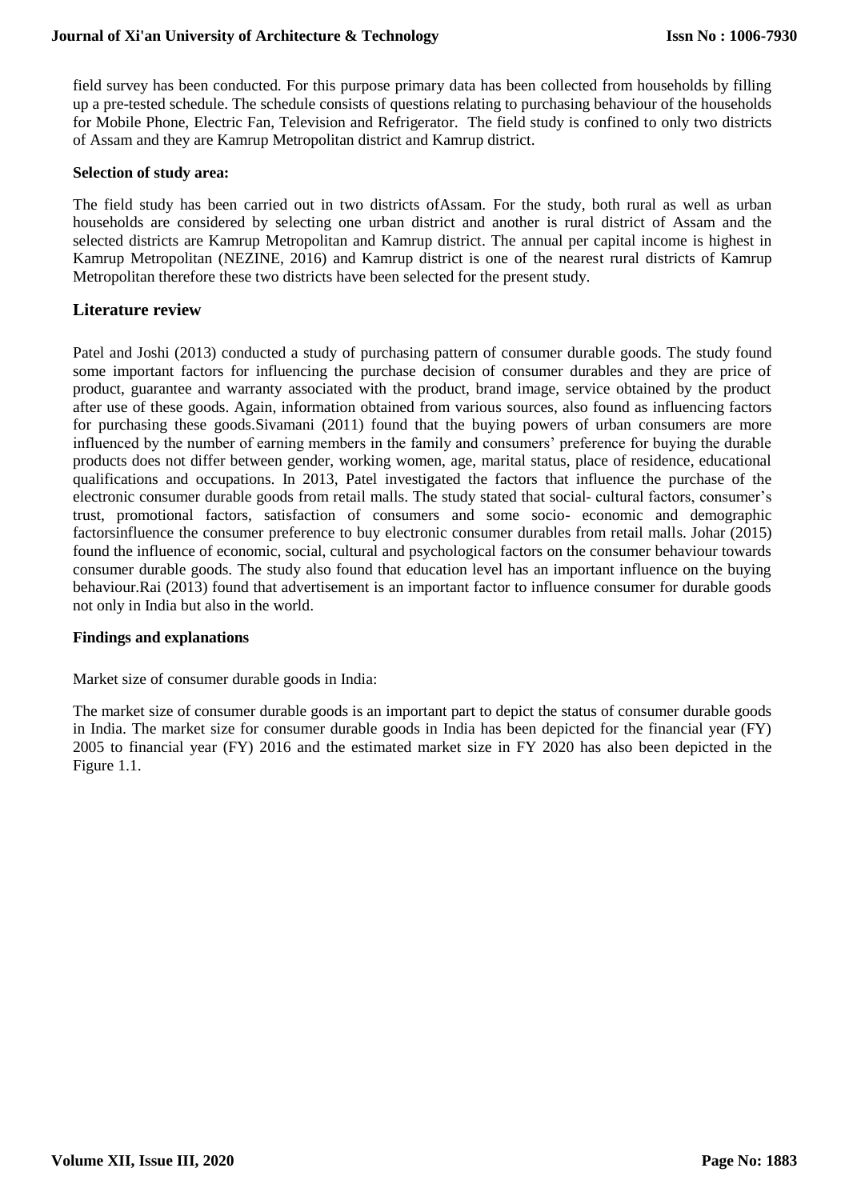field survey has been conducted. For this purpose primary data has been collected from households by filling up a pre-tested schedule. The schedule consists of questions relating to purchasing behaviour of the households for Mobile Phone, Electric Fan, Television and Refrigerator. The field study is confined to only two districts of Assam and they are Kamrup Metropolitan district and Kamrup district.

**Selection of study area:**

The field study has been carried out in two districts ofAssam. For the study, both rural as well as urban households are considered by selecting one urban district and another is rural district of Assam and the selected districts are Kamrup Metropolitan and Kamrup district. The annual per capital income is highest in Kamrup Metropolitan (NEZINE, 2016) and Kamrup district is one of the nearest rural districts of Kamrup Metropolitan therefore these two districts have been selected for the present study.

## Literature review

Patel and Joshi (2013) conducted a study of purchasing pattern of consumer durable goods. The study found some important factors for influencing the purchase decision of consumer durables and they are price of product, guarantee and warranty associated with the product, brand image, service obtained by the product after use of these goods. Again, information obtained from various sources, also found as influencing factors for purchasing these goods.Sivamani (2011) found that the buying powers of urban consumers are more influenced by the number of earning members in the family and consumers' preference for buying the durable products does not differ between gender, working women, age, marital status, place of residence, educational qualifications and occupations. In 2013, Patel investigated the factors that influence the purchase of the electronic consumer durable goods from retail malls. The study stated that social- cultural factors, consumer's trust, promotional factors, satisfaction of consumers and some socio- economic and demographic factorsinfluence the consumer preference to buy electronic consumer durables from retail malls. Johar (2015) found the influence of economic, social, cultural and psychological factors on the consumer behaviour towards consumer durable goods. The study also found that education level has an important influence on the buying behaviour.Rai (2013) found that advertisement is an important factor to influence consumer for durable goods not only in India but also in the world.

**Findings and explanations**

Market size of consumer durable goods in India:

The market size of consumer durable goods is an important part to depict the status of consumer durable goods in India. The market size for consumer durable goods in India has been depicted for the financial year (FY) 2005 to financial year (FY) 2016 and the estimated market size in FY 2020 has also been depicted in the Figure 1.1.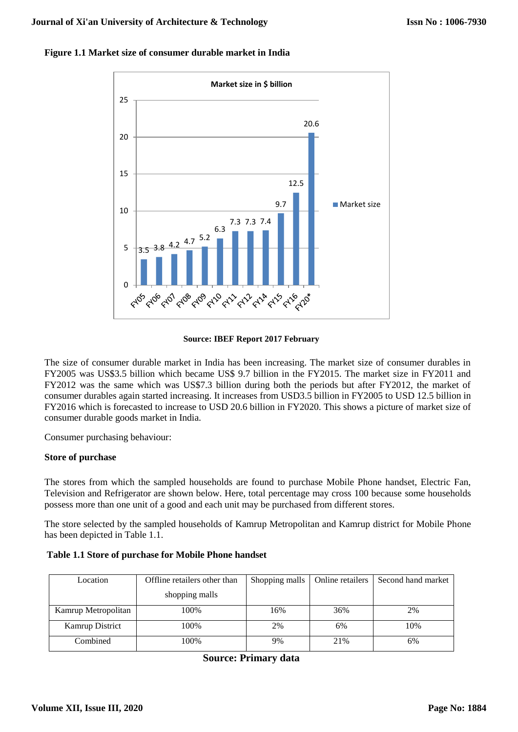**Figure 1.1 Market size of consumer durable market in India**

**Source: IBEF Report 2017 February**

The size of consumer durable market in India has been increasing. The market size of consumer durables in FY2005 was US$3.5 billion which became US$ 9.7 billion in the FY2015. The market size in FY2011 and FY2012 was the same which was US$7.3 billion during both the periods but after FY2012, the market of consumer durables again started increasing. It increases from USD3.5 billion in FY2005 to USD 12.5 billion in FY2016 which is forecasted to increase to USD 20.6 billion in FY2020. This shows a picture of market size of consumer durable goods market in India.

Consumer purchasing behaviour:

**Store of purchase**

The stores from which the sampled households are found to purchase Mobile Phone handset, Electric Fan, Television and Refrigerator are shown below. Here, total percentage may cross 100 because some households possess more than one unit of a good and each unit may be purchased from different stores.

The store selected by the sampled households of Kamrup Metropolitan and Kamrup district for Mobile Phone has been depicted in Table 1.1.

**Table 1.1 Store of purchase for Mobile Phone handset**

| Location | Offline retailers other than shopping malls | Shopping malls | Online retailers | Second hand market |
|---|---|---|---|---|
| Kamrup Metropolitan | 100% | 16% | 36% | 2% |
| Kamrup District | 100% | 2% | 6% | 10% |
| Combined | 100% | 9% | 21% | 6% |

**Source: Primary data**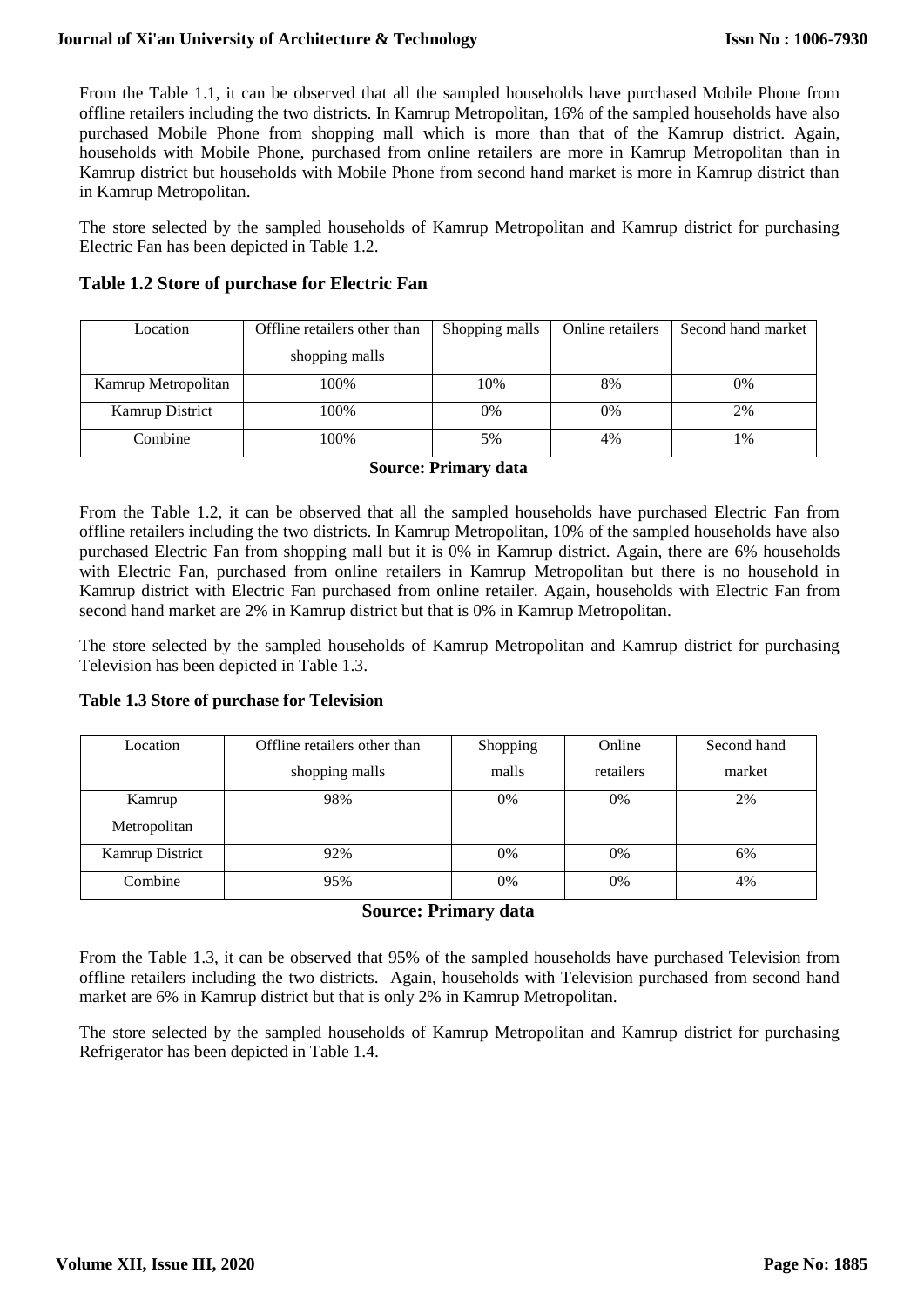From the Table 1.1, it can be observed that all the sampled households have purchased Mobile Phone from offline retailers including the two districts. In Kamrup Metropolitan, 16% of the sampled households have also purchased Mobile Phone from shopping mall which is more than that of the Kamrup district. Again, households with Mobile Phone, purchased from online retailers are more in Kamrup Metropolitan than in Kamrup district but households with Mobile Phone from second hand market is more in Kamrup district than in Kamrup Metropolitan.

The store selected by the sampled households of Kamrup Metropolitan and Kamrup district for purchasing Electric Fan has been depicted in Table 1.2.

### Table 1.2 Store of purchase for Electric Fan

| Location | Offline retailers other than shopping malls | Shopping malls | Online retailers | Second hand market |
|---|---|---|---|---|
| Kamrup Metropolitan | 100% | 10% | 8% | 0% |
| Kamrup District | 100% | 0% | 0% | 2% |
| Combine | 100% | 5% | 4% | 1% |

**Source: Primary data**

From the Table 1.2, it can be observed that all the sampled households have purchased Electric Fan from offline retailers including the two districts. In Kamrup Metropolitan, 10% of the sampled households have also purchased Electric Fan from shopping mall but it is 0% in Kamrup district. Again, there are 6% households with Electric Fan, purchased from online retailers in Kamrup Metropolitan but there is no household in Kamrup district with Electric Fan purchased from online retailer. Again, households with Electric Fan from second hand market are 2% in Kamrup district but that is 0% in Kamrup Metropolitan.

The store selected by the sampled households of Kamrup Metropolitan and Kamrup district for purchasing Television has been depicted in Table 1.3.

**Table 1.3 Store of purchase for Television**

| Location | Offline retailers other than shopping malls | Shopping malls | Online retailers | Second hand market |
|---|---|---|---|---|
| Kamrup Metropolitan | 98% | 0% | 0% | 2% |
| Kamrup District | 92% | 0% | 0% | 6% |
| Combine | 95% | 0% | 0% | 4% |

**Source: Primary data**

From the Table 1.3, it can be observed that 95% of the sampled households have purchased Television from offline retailers including the two districts. Again, households with Television purchased from second hand market are 6% in Kamrup district but that is only 2% in Kamrup Metropolitan.

The store selected by the sampled households of Kamrup Metropolitan and Kamrup district for purchasing Refrigerator has been depicted in Table 1.4.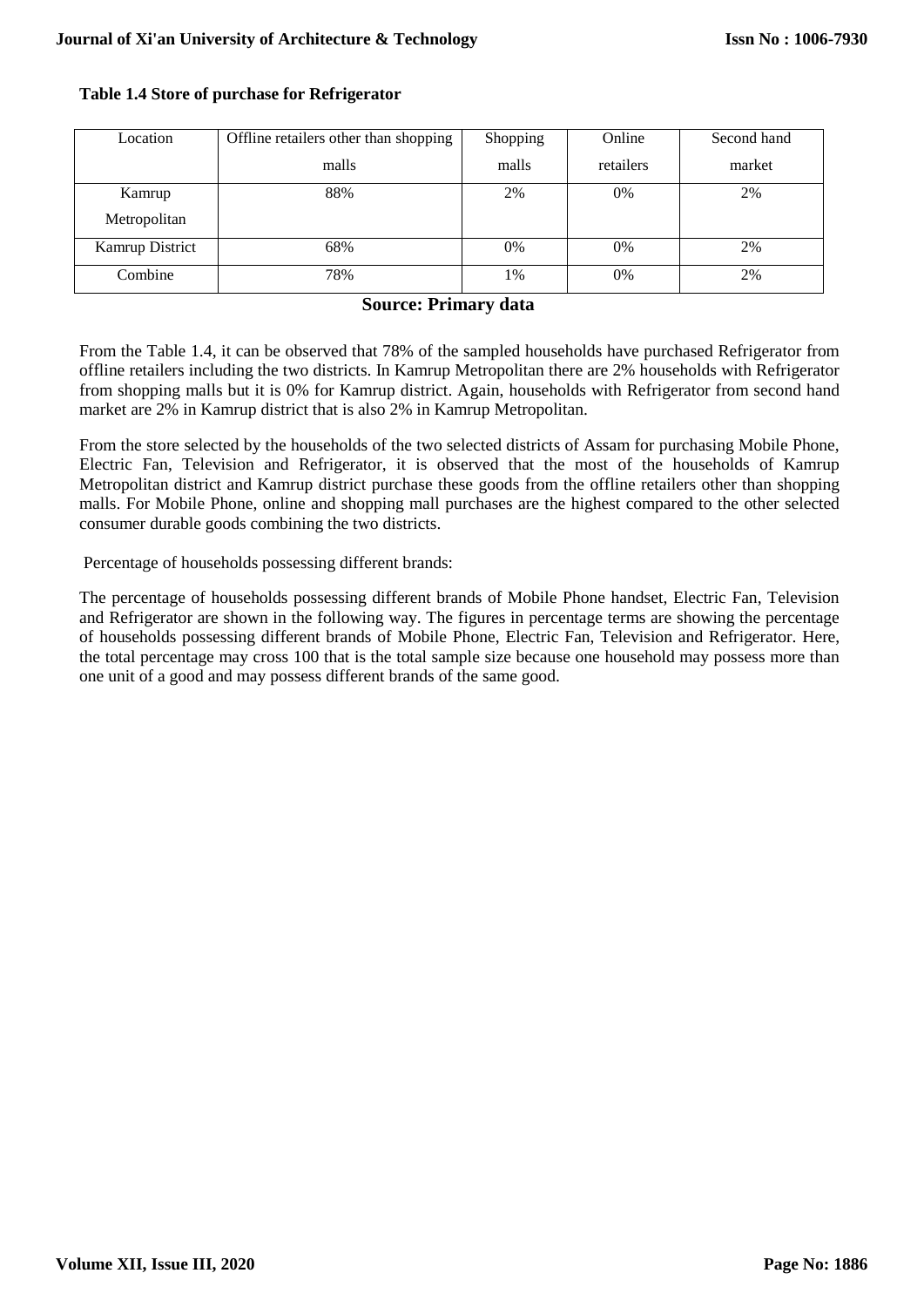**Table 1.4 Store of purchase for Refrigerator**

| Location | Offline retailers other than shopping malls | Shopping malls | Online retailers | Second hand market |
|---|---|---|---|---|
| Kamrup Metropolitan | 88% | 2% | 0% | 2% |
| Kamrup District | 68% | 0% | 0% | 2% |
| Combine | 78% | 1% | 0% | 2% |

**Source: Primary data**

From the Table 1.4, it can be observed that 78% of the sampled households have purchased Refrigerator from offline retailers including the two districts. In Kamrup Metropolitan there are 2% households with Refrigerator from shopping malls but it is 0% for Kamrup district. Again, households with Refrigerator from second hand market are 2% in Kamrup district that is also 2% in Kamrup Metropolitan.

From the store selected by the households of the two selected districts of Assam for purchasing Mobile Phone, Electric Fan, Television and Refrigerator, it is observed that the most of the households of Kamrup Metropolitan district and Kamrup district purchase these goods from the offline retailers other than shopping malls. For Mobile Phone, online and shopping mall purchases are the highest compared to the other selected consumer durable goods combining the two districts.

Percentage of households possessing different brands:

The percentage of households possessing different brands of Mobile Phone handset, Electric Fan, Television and Refrigerator are shown in the following way. The figures in percentage terms are showing the percentage of households possessing different brands of Mobile Phone, Electric Fan, Television and Refrigerator. Here, the total percentage may cross 100 that is the total sample size because one household may possess more than one unit of a good and may possess different brands of the same good.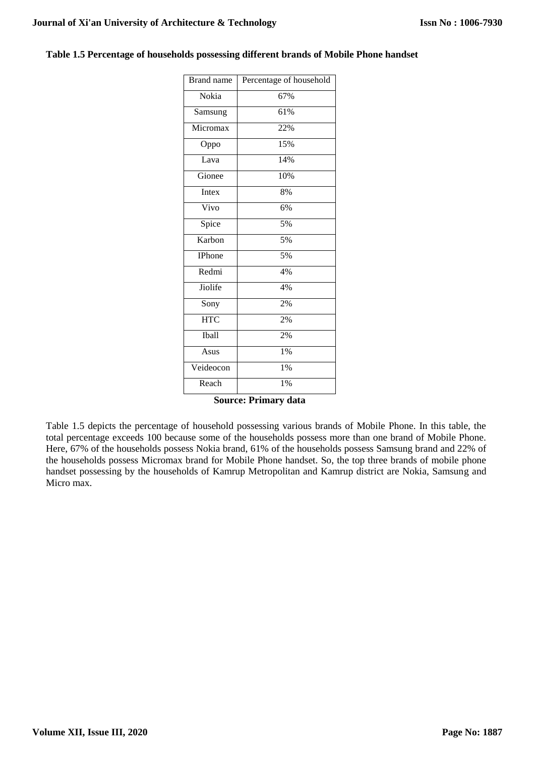**Table 1.5 Percentage of households possessing different brands of Mobile Phone handset**

| Brand name | Percentage of household |
|---|---|
| Nokia | 67% |
| Samsung | 61% |
| Micromax | 22% |
| Oppo | 15% |
| Lava | 14% |
| Gionee | 10% |
| Intex | 8% |
| Vivo | 6% |
| Spice | 5% |
| Karbon | 5% |
| IPhone | 5% |
| Redmi | 4% |
| Jiolife | 4% |
| Sony | 2% |
| HTC | 2% |
| Iball | 2% |
| Asus | 1% |
| Veideocon | 1% |
| Reach | 1% |

**Source: Primary data**

Table 1.5 depicts the percentage of household possessing various brands of Mobile Phone. In this table, the total percentage exceeds 100 because some of the households possess more than one brand of Mobile Phone. Here, 67% of the households possess Nokia brand, 61% of the households possess Samsung brand and 22% of the households possess Micromax brand for Mobile Phone handset. So, the top three brands of mobile phone handset possessing by the households of Kamrup Metropolitan and Kamrup district are Nokia, Samsung and Micro max.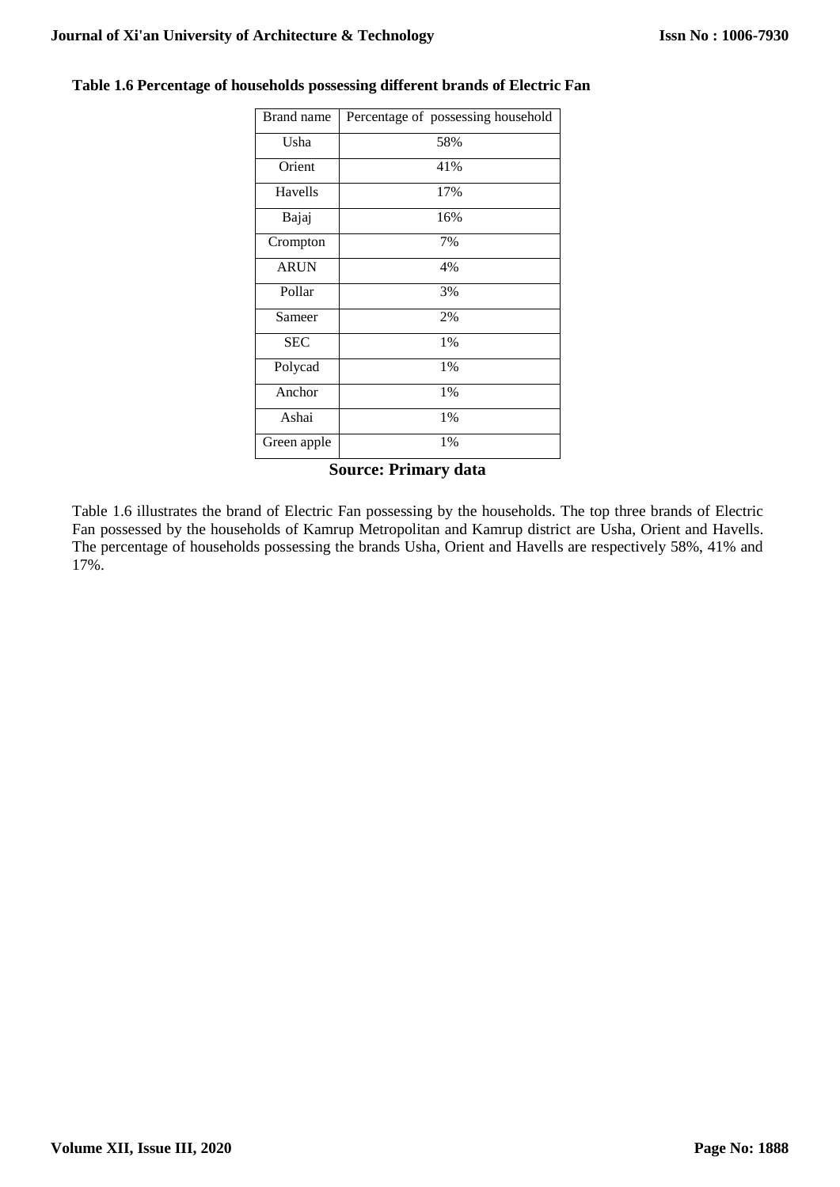**Table 1.6 Percentage of households possessing different brands of Electric Fan**

| Brand name | Percentage of possessing household |
|---|---|
| Usha | 58% |
| Orient | 41% |
| Havells | 17% |
| Bajaj | 16% |
| Crompton | 7% |
| ARUN | 4% |
| Pollar | 3% |
| Sameer | 2% |
| SEC | 1% |
| Polycad | 1% |
| Anchor | 1% |
| Ashai | 1% |
| Green apple | 1% |

**Source: Primary data**

Table 1.6 illustrates the brand of Electric Fan possessing by the households. The top three brands of Electric Fan possessed by the households of Kamrup Metropolitan and Kamrup district are Usha, Orient and Havells. The percentage of households possessing the brands Usha, Orient and Havells are respectively 58%, 41% and 17%.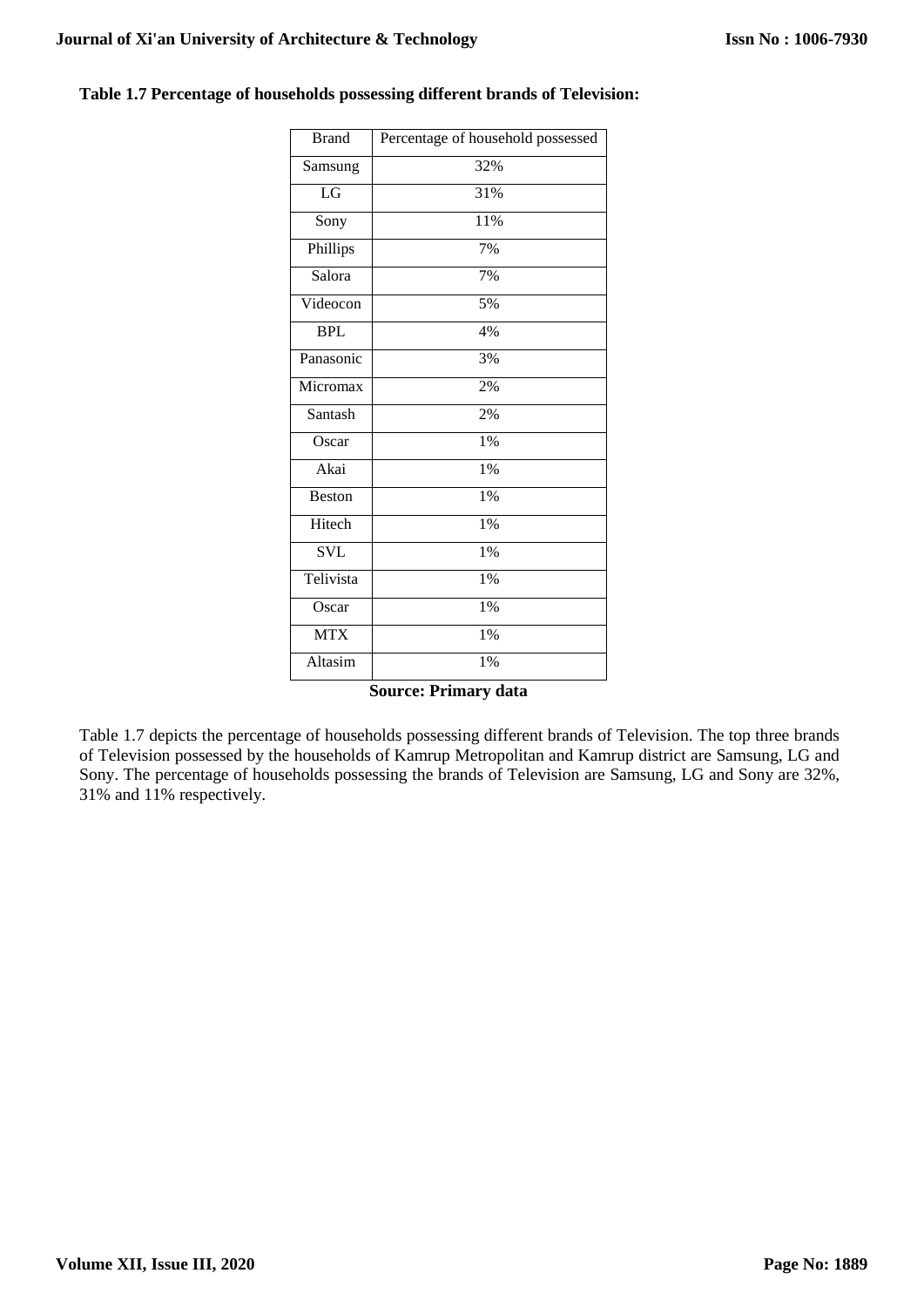**Table 1.7 Percentage of households possessing different brands of Television:**

| Brand | Percentage of household possessed |
|---|---|
| Samsung | 32% |
| LG | 31% |
| Sony | 11% |
| Phillips | 7% |
| Salora | 7% |
| Videocon | 5% |
| BPL | 4% |
| Panasonic | 3% |
| Micromax | 2% |
| Santash | 2% |
| Oscar | 1% |
| Akai | 1% |
| Beston | 1% |
| Hitech | 1% |
| SVL | 1% |
| Telivista | 1% |
| Oscar | 1% |
| MTX | 1% |
| Altasim | 1% |

**Source: Primary data**

Table 1.7 depicts the percentage of households possessing different brands of Television. The top three brands of Television possessed by the households of Kamrup Metropolitan and Kamrup district are Samsung, LG and Sony. The percentage of households possessing the brands of Television are Samsung, LG and Sony are 32%, 31% and 11% respectively.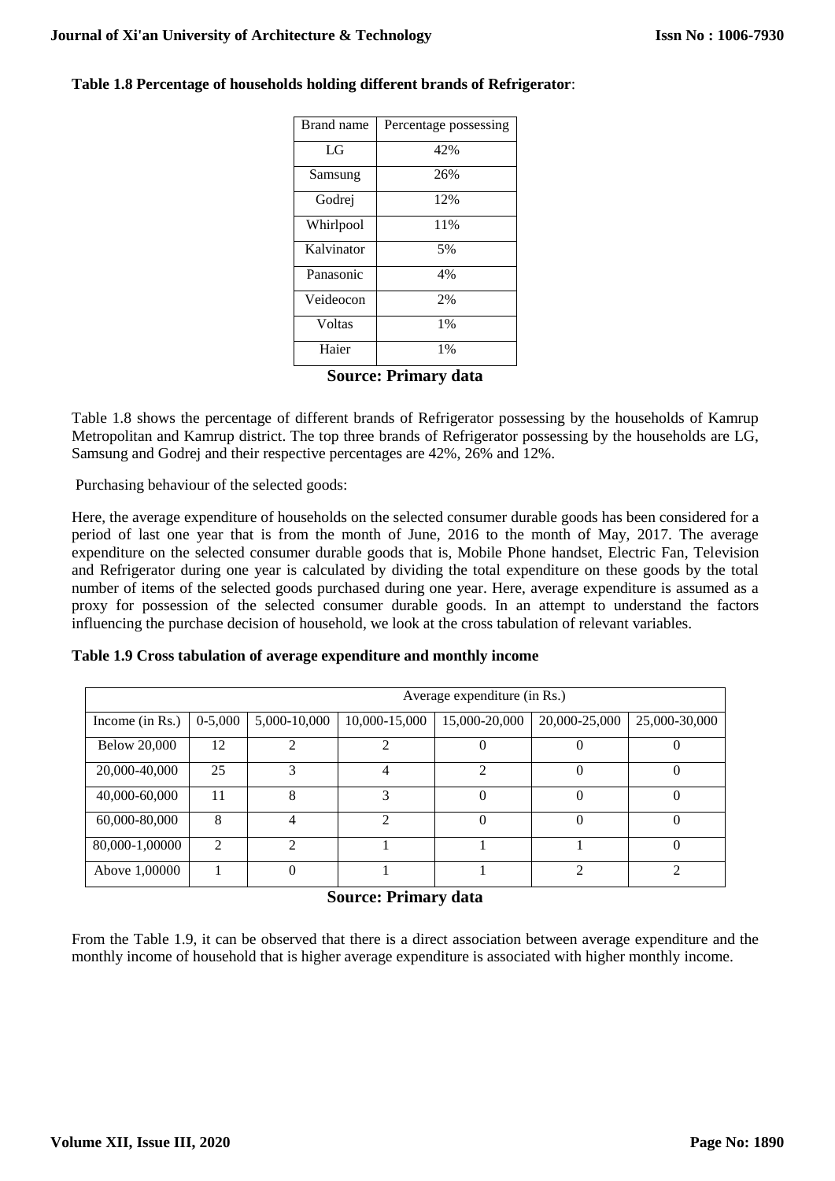**Table 1.8 Percentage of households holding different brands of Refrigerator**:

| Brand name | Percentage possessing |
|---|---|
| LG | 42% |
| Samsung | 26% |
| Godrej | 12% |
| Whirlpool | 11% |
| Kalvinator | 5% |
| Panasonic | 4% |
| Veideocon | 2% |
| Voltas | 1% |
| Haier | 1% |

**Source: Primary data**

Table 1.8 shows the percentage of different brands of Refrigerator possessing by the households of Kamrup Metropolitan and Kamrup district. The top three brands of Refrigerator possessing by the households are LG, Samsung and Godrej and their respective percentages are 42%, 26% and 12%.

Purchasing behaviour of the selected goods:

Here, the average expenditure of households on the selected consumer durable goods has been considered for a period of last one year that is from the month of June, 2016 to the month of May, 2017. The average expenditure on the selected consumer durable goods that is, Mobile Phone handset, Electric Fan, Television and Refrigerator during one year is calculated by dividing the total expenditure on these goods by the total number of items of the selected goods purchased during one year. Here, average expenditure is assumed as a proxy for possession of the selected consumer durable goods. In an attempt to understand the factors influencing the purchase decision of household, we look at the cross tabulation of relevant variables.

**Table 1.9 Cross tabulation of average expenditure and monthly income**

| | Average expenditure (in Rs.) | | | | | |
|---|---|---|---|---|---|---|
| Income (in Rs.) | 0-5,000 | 5,000-10,000 | 10,000-15,000 | 15,000-20,000 | 20,000-25,000 | 25,000-30,000 |
| Below 20,000 | 12 | 2 | 2 | 0 | 0 | 0 |
| 20,000-40,000 | 25 | 3 | 4 | 2 | 0 | 0 |
| 40,000-60,000 | 11 | 8 | 3 | 0 | 0 | 0 |
| 60,000-80,000 | 8 | 4 | 2 | 0 | 0 | 0 |
| 80,000-1,00000 | 2 | 2 | 1 | 1 | 1 | 0 |
| Above 1,00000 | 1 | 0 | 1 | 1 | 2 | 2 |

**Source: Primary data**

From the Table 1.9, it can be observed that there is a direct association between average expenditure and the monthly income of household that is higher average expenditure is associated with higher monthly income.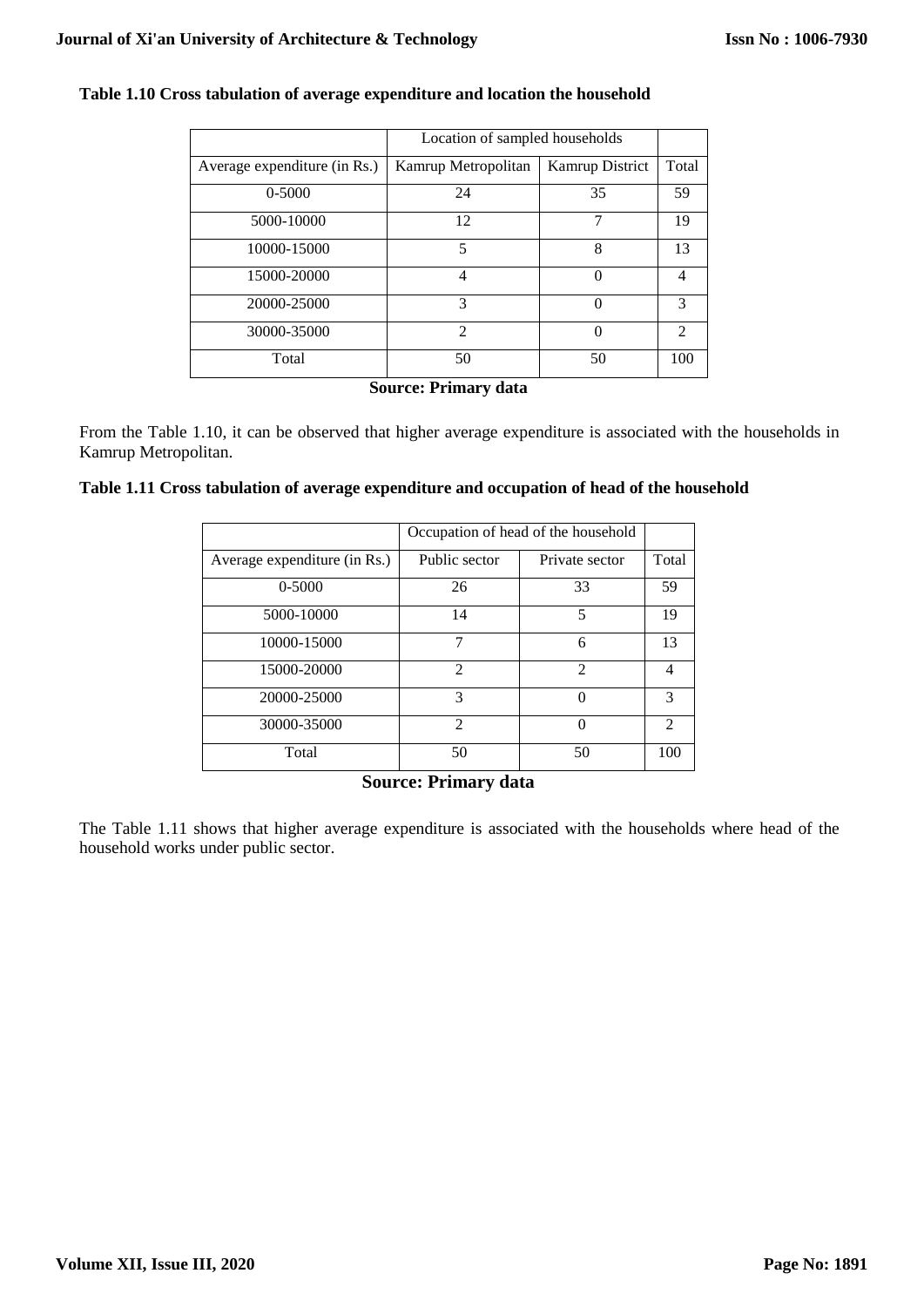**Table 1.10 Cross tabulation of average expenditure and location the household**

| | Location of sampled households | | |
|---|---|---|---|
| Average expenditure (in Rs.) | Kamrup Metropolitan | Kamrup District | Total |
| 0-5000 | 24 | 35 | 59 |
| 5000-10000 | 12 | 7 | 19 |
| 10000-15000 | 5 | 8 | 13 |
| 15000-20000 | 4 | 0 | 4 |
| 20000-25000 | 3 | 0 | 3 |
| 30000-35000 | 2 | 0 | 2 |
| Total | 50 | 50 | 100 |

**Source: Primary data**

From the Table 1.10, it can be observed that higher average expenditure is associated with the households in Kamrup Metropolitan.

**Table 1.11 Cross tabulation of average expenditure and occupation of head of the household**

| | Occupation of head of the household | | |
|---|---|---|---|
| Average expenditure (in Rs.) | Public sector | Private sector | Total |
| 0-5000 | 26 | 33 | 59 |
| 5000-10000 | 14 | 5 | 19 |
| 10000-15000 | 7 | 6 | 13 |
| 15000-20000 | 2 | 2 | 4 |
| 20000-25000 | 3 | 0 | 3 |
| 30000-35000 | 2 | 0 | 2 |
| Total | 50 | 50 | 100 |

**Source: Primary data**

The Table 1.11 shows that higher average expenditure is associated with the households where head of the household works under public sector.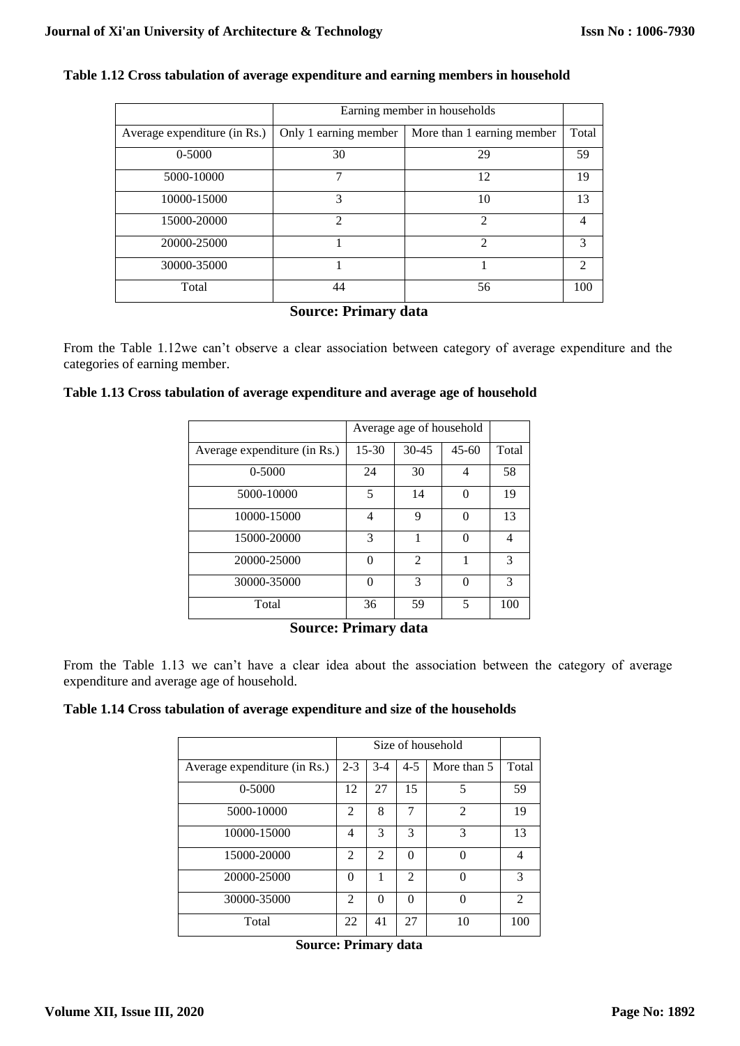**Table 1.12 Cross tabulation of average expenditure and earning members in household**

| | Earning member in households | | |
|---|---|---|---|
| Average expenditure (in Rs.) | Only 1 earning member | More than 1 earning member | Total |
| 0-5000 | 30 | 29 | 59 |
| 5000-10000 | 7 | 12 | 19 |
| 10000-15000 | 3 | 10 | 13 |
| 15000-20000 | 2 | 2 | 4 |
| 20000-25000 | 1 | 2 | 3 |
| 30000-35000 | 1 | 1 | 2 |
| Total | 44 | 56 | 100 |

**Source: Primary data**

From the Table 1.12we can't observe a clear association between category of average expenditure and the categories of earning member.

**Table 1.13 Cross tabulation of average expenditure and average age of household**

| | Average age of household | | | |
|---|---|---|---|---|
| Average expenditure (in Rs.) | 15-30 | 30-45 | 45-60 | Total |
| 0-5000 | 24 | 30 | 4 | 58 |
| 5000-10000 | 5 | 14 | 0 | 19 |
| 10000-15000 | 4 | 9 | 0 | 13 |
| 15000-20000 | 3 | 1 | 0 | 4 |
| 20000-25000 | 0 | 2 | 1 | 3 |
| 30000-35000 | 0 | 3 | 0 | 3 |
| Total | 36 | 59 | 5 | 100 |

**Source: Primary data**

From the Table 1.13 we can't have a clear idea about the association between the category of average expenditure and average age of household.

**Table 1.14 Cross tabulation of average expenditure and size of the households**

| | Size of household | | | | |
|---|---|---|---|---|---|
| Average expenditure (in Rs.) | 2-3 | 3-4 | 4-5 | More than 5 | Total |
| 0-5000 | 12 | 27 | 15 | 5 | 59 |
| 5000-10000 | 2 | 8 | 7 | 2 | 19 |
| 10000-15000 | 4 | 3 | 3 | 3 | 13 |
| 15000-20000 | 2 | 2 | 0 | 0 | 4 |
| 20000-25000 | 0 | 1 | 2 | 0 | 3 |
| 30000-35000 | 2 | 0 | 0 | 0 | 2 |
| Total | 22 | 41 | 27 | 10 | 100 |

**Source: Primary data**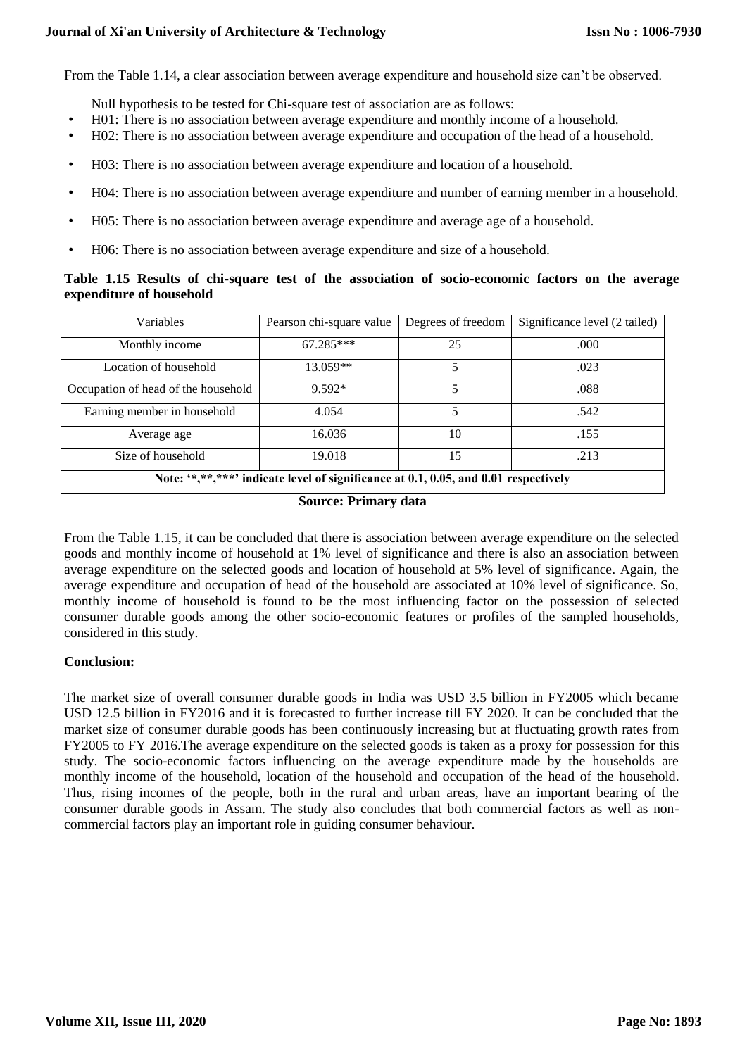From the Table 1.14, a clear association between average expenditure and household size can't be observed.

Null hypothesis to be tested for Chi-square test of association are as follows:

- H01: There is no association between average expenditure and monthly income of a household.
- H02: There is no association between average expenditure and occupation of the head of a household.
- H03: There is no association between average expenditure and location of a household.
- H04: There is no association between average expenditure and number of earning member in a household.
- H05: There is no association between average expenditure and average age of a household.
- H06: There is no association between average expenditure and size of a household.

**Table 1.15 Results of chi-square test of the association of socio-economic factors on the average expenditure of household**

| Variables | Pearson chi-square value | Degrees of freedom | Significance level (2 tailed) |
|---|---|---|---|
| Monthly income | 67.285*** | 25 | .000 |
| Location of household | 13.059** | 5 | .023 |
| Occupation of head of the household | 9.592* | 5 | .088 |
| Earning member in household | 4.054 | 5 | .542 |
| Average age | 16.036 | 10 | .155 |
| Size of household | 19.018 | 15 | .213 |
| **Note: '*,**,***' indicate level of significance at 0.1, 0.05, and 0.01 respectively** | | | |

**Source: Primary data**

From the Table 1.15, it can be concluded that there is association between average expenditure on the selected goods and monthly income of household at 1% level of significance and there is also an association between average expenditure on the selected goods and location of household at 5% level of significance. Again, the average expenditure and occupation of head of the household are associated at 10% level of significance. So, monthly income of household is found to be the most influencing factor on the possession of selected consumer durable goods among the other socio-economic features or profiles of the sampled households, considered in this study.

**Conclusion:**

The market size of overall consumer durable goods in India was USD 3.5 billion in FY2005 which became USD 12.5 billion in FY2016 and it is forecasted to further increase till FY 2020. It can be concluded that the market size of consumer durable goods has been continuously increasing but at fluctuating growth rates from FY2005 to FY 2016.The average expenditure on the selected goods is taken as a proxy for possession for this study. The socio-economic factors influencing on the average expenditure made by the households are monthly income of the household, location of the household and occupation of the head of the household. Thus, rising incomes of the people, both in the rural and urban areas, have an important bearing of the consumer durable goods in Assam. The study also concludes that both commercial factors as well as non-commercial factors play an important role in guiding consumer behaviour.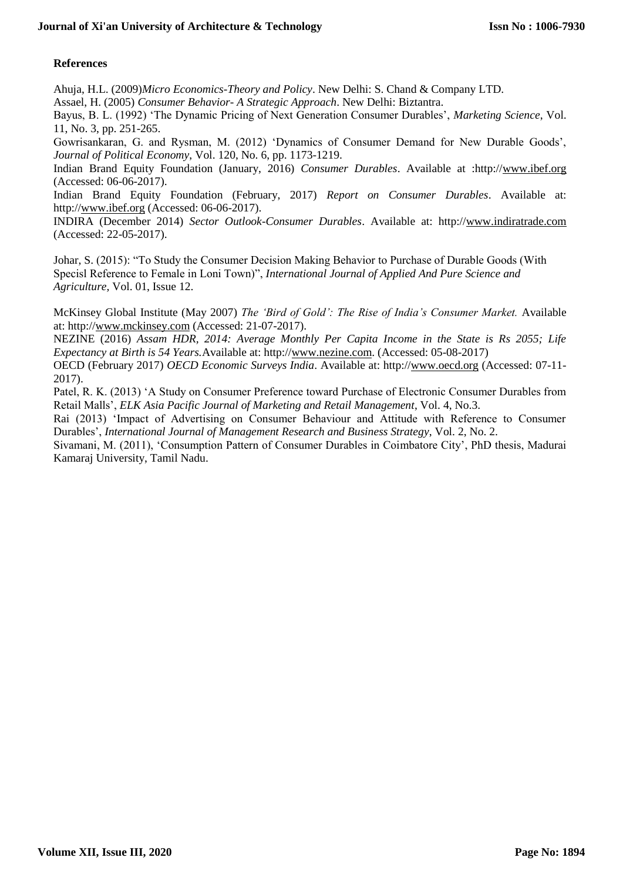**References**

Ahuja, H.L. (2009)*Micro Economics-Theory and Policy*. New Delhi: S. Chand & Company LTD.

Assael, H. (2005) *Consumer Behavior- A Strategic Approach*. New Delhi: Biztantra.

Bayus, B. L. (1992) 'The Dynamic Pricing of Next Generation Consumer Durables', *Marketing Science*, Vol. 11, No. 3, pp. 251-265.

Gowrisankaran, G. and Rysman, M. (2012) 'Dynamics of Consumer Demand for New Durable Goods', *Journal of Political Economy*, Vol. 120, No. 6, pp. 1173-1219.

Indian Brand Equity Foundation (January, 2016) *Consumer Durables*. Available at :http://www.ibef.org (Accessed: 06-06-2017).

Indian Brand Equity Foundation (February, 2017) *Report on Consumer Durables*. Available at: http://www.ibef.org (Accessed: 06-06-2017).

INDIRA (December 2014) *Sector Outlook-Consumer Durables*. Available at: http://www.indiratrade.com (Accessed: 22-05-2017).

Johar, S. (2015): "To Study the Consumer Decision Making Behavior to Purchase of Durable Goods (With Specisl Reference to Female in Loni Town)", *International Journal of Applied And Pure Science and Agriculture,* Vol. 01, Issue 12.

McKinsey Global Institute (May 2007) *The 'Bird of Gold': The Rise of India's Consumer Market.* Available at: http://www.mckinsey.com (Accessed: 21-07-2017).

NEZINE (2016) *Assam HDR, 2014: Average Monthly Per Capita Income in the State is Rs 2055; Life Expectancy at Birth is 54 Years.*Available at: http://www.nezine.com. (Accessed: 05-08-2017)

OECD (February 2017) *OECD Economic Surveys India*. Available at: http://www.oecd.org (Accessed: 07-11-2017).

Patel, R. K. (2013) 'A Study on Consumer Preference toward Purchase of Electronic Consumer Durables from Retail Malls', *ELK Asia Pacific Journal of Marketing and Retail Management*, Vol. 4, No.3.

Rai (2013) 'Impact of Advertising on Consumer Behaviour and Attitude with Reference to Consumer Durables', *International Journal of Management Research and Business Strategy*, Vol. 2, No. 2.

Sivamani, M. (2011), 'Consumption Pattern of Consumer Durables in Coimbatore City', PhD thesis, Madurai Kamaraj University, Tamil Nadu.